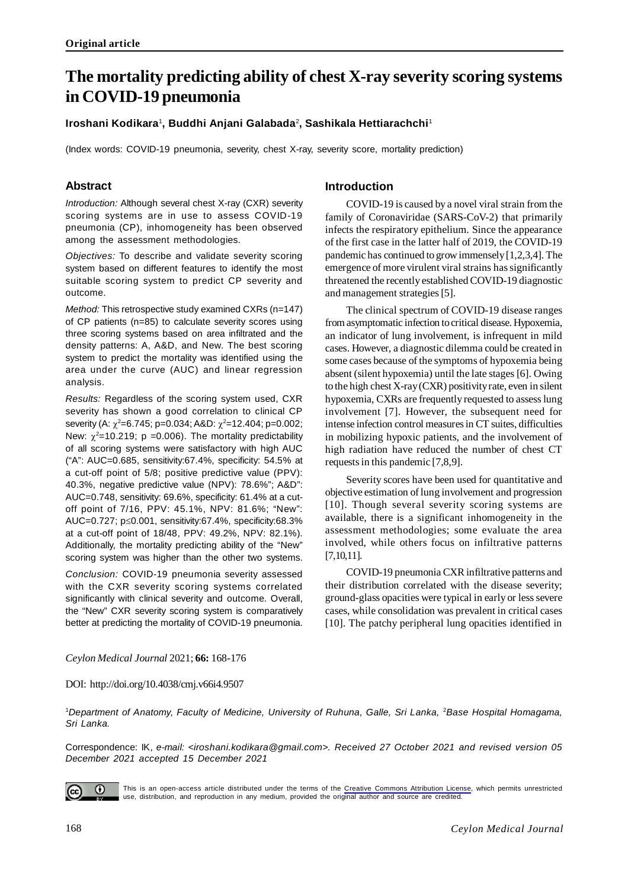**Original article**

# The mortality predicting ability of chest X-ray severity scoring systems in COVID-19 pneumonia

**Iroshani Kodikara[1], Buddhi Anjani Galabada[2], Sashikala Hettiarachchi[1]**

(Index words: COVID-19 pneumonia, severity, chest X-ray, severity score, mortality prediction)

## Abstract

*Introduction:* Although several chest X-ray (CXR) severity scoring systems are in use to assess COVID-19 pneumonia (CP), inhomogeneity has been observed among the assessment methodologies.

*Objectives:* To describe and validate severity scoring system based on different features to identify the most suitable scoring system to predict CP severity and outcome.

*Method:* This retrospective study examined CXRs (n=147) of CP patients (n=85) to calculate severity scores using three scoring systems based on area infiltrated and the density patterns: A, A&D, and New. The best scoring system to predict the mortality was identified using the area under the curve (AUC) and linear regression analysis.

*Results:* Regardless of the scoring system used, CXR severity has shown a good correlation to clinical CP severity (A: $\chi^2$=6.745; p=0.034; A&D: $\chi^2$=12.404; p=0.002; New: $\chi^2$=10.219; p =0.006). The mortality predictability of all scoring systems were satisfactory with high AUC ("A": AUC=0.685, sensitivity:67.4%, specificity: 54.5% at a cut-off point of 5/8; positive predictive value (PPV): 40.3%, negative predictive value (NPV): 78.6%"; A&D": AUC=0.748, sensitivity: 69.6%, specificity: 61.4% at a cut-off point of 7/16, PPV: 45.1%, NPV: 81.6%; "New": AUC=0.727; p≤0.001, sensitivity:67.4%, specificity:68.3% at a cut-off point of 18/48, PPV: 49.2%, NPV: 82.1%). Additionally, the mortality predicting ability of the "New" scoring system was higher than the other two systems.

*Conclusion:* COVID-19 pneumonia severity assessed with the CXR severity scoring systems correlated significantly with clinical severity and outcome. Overall, the "New" CXR severity scoring system is comparatively better at predicting the mortality of COVID-19 pneumonia.

## Introduction

COVID-19 is caused by a novel viral strain from the family of Coronaviridae (SARS-CoV-2) that primarily infects the respiratory epithelium. Since the appearance of the first case in the latter half of 2019, the COVID-19 pandemic has continued to grow immensely [1,2,3,4]. The emergence of more virulent viral strains has significantly threatened the recently established COVID-19 diagnostic and management strategies [5].

The clinical spectrum of COVID-19 disease ranges from asymptomatic infection to critical disease. Hypoxemia, an indicator of lung involvement, is infrequent in mild cases. However, a diagnostic dilemma could be created in some cases because of the symptoms of hypoxemia being absent (silent hypoxemia) until the late stages [6]. Owing to the high chest X-ray (CXR) positivity rate, even in silent hypoxemia, CXRs are frequently requested to assess lung involvement [7]. However, the subsequent need for intense infection control measures in CT suites, difficulties in mobilizing hypoxic patients, and the involvement of high radiation have reduced the number of chest CT requests in this pandemic [7,8,9].

Severity scores have been used for quantitative and objective estimation of lung involvement and progression [10]. Though several severity scoring systems are available, there is a significant inhomogeneity in the assessment methodologies; some evaluate the area involved, while others focus on infiltrative patterns [7,10,11].

COVID-19 pneumonia CXR infiltrative patterns and their distribution correlated with the disease severity; ground-glass opacities were typical in early or less severe cases, while consolidation was prevalent in critical cases [10]. The patchy peripheral lung opacities identified in

*Ceylon Medical Journal* 2021; **66:** 168-176

DOI: http://doi.org/10.4038/cmj.v66i4.9507

[1]*Department of Anatomy, Faculty of Medicine, University of Ruhuna, Galle, Sri Lanka,* [2]*Base Hospital Homagama, Sri Lanka.*

Correspondence: IK, *e-mail: <iroshani.kodikara@gmail.com>. Received 27 October 2021 and revised version 05 December 2021 accepted 15 December 2021*

This is an open-access article distributed under the terms of the Creative Commons Attribution License, which permits unrestricted use, distribution, and reproduction in any medium, provided the original author and source are credited.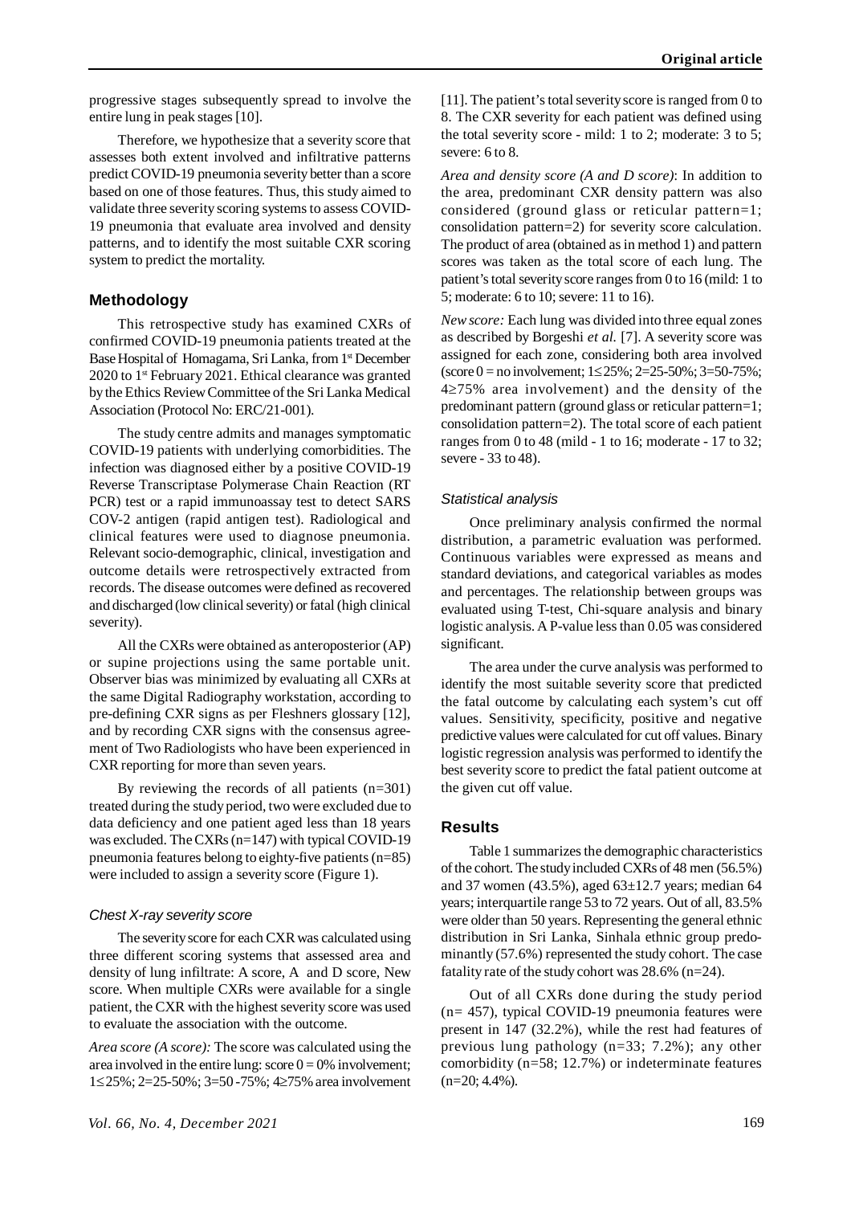progressive stages subsequently spread to involve the entire lung in peak stages [10].

Therefore, we hypothesize that a severity score that assesses both extent involved and infiltrative patterns predict COVID-19 pneumonia severity better than a score based on one of those features. Thus, this study aimed to validate three severity scoring systems to assess COVID-19 pneumonia that evaluate area involved and density patterns, and to identify the most suitable CXR scoring system to predict the mortality.

## Methodology

This retrospective study has examined CXRs of confirmed COVID-19 pneumonia patients treated at the Base Hospital of Homagama, Sri Lanka, from 1st December 2020 to 1st February 2021. Ethical clearance was granted by the Ethics Review Committee of the Sri Lanka Medical Association (Protocol No: ERC/21-001).

The study centre admits and manages symptomatic COVID-19 patients with underlying comorbidities. The infection was diagnosed either by a positive COVID-19 Reverse Transcriptase Polymerase Chain Reaction (RT PCR) test or a rapid immunoassay test to detect SARS COV-2 antigen (rapid antigen test). Radiological and clinical features were used to diagnose pneumonia. Relevant socio-demographic, clinical, investigation and outcome details were retrospectively extracted from records. The disease outcomes were defined as recovered and discharged (low clinical severity) or fatal (high clinical severity).

All the CXRs were obtained as anteroposterior (AP) or supine projections using the same portable unit. Observer bias was minimized by evaluating all CXRs at the same Digital Radiography workstation, according to pre-defining CXR signs as per Fleshners glossary [12], and by recording CXR signs with the consensus agreement of Two Radiologists who have been experienced in CXR reporting for more than seven years.

By reviewing the records of all patients (n=301) treated during the study period, two were excluded due to data deficiency and one patient aged less than 18 years was excluded. The CXRs (n=147) with typical COVID-19 pneumonia features belong to eighty-five patients (n=85) were included to assign a severity score (Figure 1).

### *Chest X-ray severity score*

The severity score for each CXR was calculated using three different scoring systems that assessed area and density of lung infiltrate: A score, A and D score, New score. When multiple CXRs were available for a single patient, the CXR with the highest severity score was used to evaluate the association with the outcome.

*Area score (A score):* The score was calculated using the area involved in the entire lung: score 0 = 0% involvement; 1≤25%; 2=25-50%; 3=50-75%; 4≥75% area involvement [11]. The patient's total severity score is ranged from 0 to 8. The CXR severity for each patient was defined using the total severity score - mild: 1 to 2; moderate: 3 to 5; severe: 6 to 8.

*Area and density score (A and D score)*: In addition to the area, predominant CXR density pattern was also considered (ground glass or reticular pattern=1; consolidation pattern=2) for severity score calculation. The product of area (obtained as in method 1) and pattern scores was taken as the total score of each lung. The patient's total severity score ranges from 0 to 16 (mild: 1 to 5; moderate: 6 to 10; severe: 11 to 16).

*New score:* Each lung was divided into three equal zones as described by Borgeshi *et al.* [7]. A severity score was assigned for each zone, considering both area involved (score 0 = no involvement; 1≤25%; 2=25-50%; 3=50-75%; 4≥75% area involvement) and the density of the predominant pattern (ground glass or reticular pattern=1; consolidation pattern=2). The total score of each patient ranges from 0 to 48 (mild - 1 to 16; moderate - 17 to 32; severe - 33 to 48).

### *Statistical analysis*

Once preliminary analysis confirmed the normal distribution, a parametric evaluation was performed. Continuous variables were expressed as means and standard deviations, and categorical variables as modes and percentages. The relationship between groups was evaluated using T-test, Chi-square analysis and binary logistic analysis. A P-value less than 0.05 was considered significant.

The area under the curve analysis was performed to identify the most suitable severity score that predicted the fatal outcome by calculating each system's cut off values. Sensitivity, specificity, positive and negative predictive values were calculated for cut off values. Binary logistic regression analysis was performed to identify the best severity score to predict the fatal patient outcome at the given cut off value.

## Results

Table 1 summarizes the demographic characteristics of the cohort. The study included CXRs of 48 men (56.5%) and 37 women (43.5%), aged 63±12.7 years; median 64 years; interquartile range 53 to 72 years. Out of all, 83.5% were older than 50 years. Representing the general ethnic distribution in Sri Lanka, Sinhala ethnic group predominantly (57.6%) represented the study cohort. The case fatality rate of the study cohort was 28.6% (n=24).

Out of all CXRs done during the study period (n= 457), typical COVID-19 pneumonia features were present in 147 (32.2%), while the rest had features of previous lung pathology (n=33; 7.2%); any other comorbidity (n=58; 12.7%) or indeterminate features (n=20; 4.4%).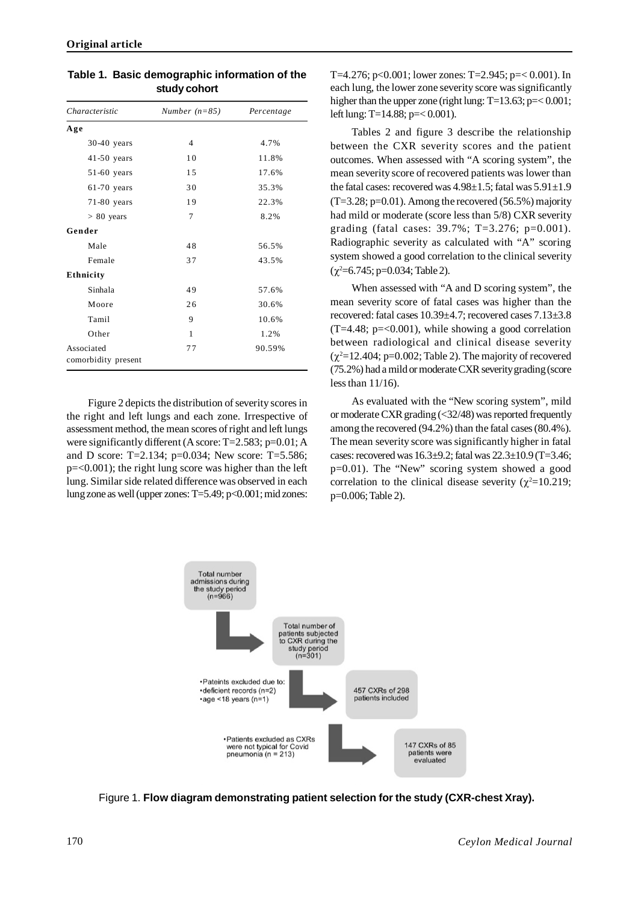**Table 1. Basic demographic information of the study cohort**

| Characteristic | Number (n=85) | Percentage |
|---|---|---|
| **Age** | | |
| 30-40 years | 4 | 4.7% |
| 41-50 years | 10 | 11.8% |
| 51-60 years | 15 | 17.6% |
| 61-70 years | 30 | 35.3% |
| 71-80 years | 19 | 22.3% |
| > 80 years | 7 | 8.2% |
| **Gender** | | |
| Male | 48 | 56.5% |
| Female | 37 | 43.5% |
| **Ethnicity** | | |
| Sinhala | 49 | 57.6% |
| Moore | 26 | 30.6% |
| Tamil | 9 | 10.6% |
| Other | 1 | 1.2% |
| Associated comorbidity present | 77 | 90.59% |

Figure 2 depicts the distribution of severity scores in the right and left lungs and each zone. Irrespective of assessment method, the mean scores of right and left lungs were significantly different (A score: T=2.583; p=0.01; A and D score: T=2.134; p=0.034; New score: T=5.586; p=<0.001); the right lung score was higher than the left lung. Similar side related difference was observed in each lung zone as well (upper zones: T=5.49; p<0.001; mid zones: T=4.276; p<0.001; lower zones: T=2.945; p=< 0.001). In each lung, the lower zone severity score was significantly higher than the upper zone (right lung: T=13.63; p=< 0.001; left lung: T=14.88; p=< 0.001).

Tables 2 and figure 3 describe the relationship between the CXR severity scores and the patient outcomes. When assessed with "A scoring system", the mean severity score of recovered patients was lower than the fatal cases: recovered was 4.98±1.5; fatal was 5.91±1.9 (T=3.28; p=0.01). Among the recovered (56.5%) majority had mild or moderate (score less than 5/8) CXR severity grading (fatal cases: 39.7%; T=3.276; p=0.001). Radiographic severity as calculated with "A" scoring system showed a good correlation to the clinical severity ($\chi^2$=6.745; p=0.034; Table 2).

When assessed with "A and D scoring system", the mean severity score of fatal cases was higher than the recovered: fatal cases 10.39±4.7; recovered cases 7.13±3.8 (T=4.48; p=<0.001), while showing a good correlation between radiological and clinical disease severity ($\chi^2$=12.404; p=0.002; Table 2). The majority of recovered (75.2%) had a mild or moderate CXR severity grading (score less than 11/16).

As evaluated with the "New scoring system", mild or moderate CXR grading (<32/48) was reported frequently among the recovered (94.2%) than the fatal cases (80.4%). The mean severity score was significantly higher in fatal cases: recovered was 16.3±9.2; fatal was 22.3±10.9 (T=3.46; p=0.01). The "New" scoring system showed a good correlation to the clinical disease severity ($\chi^2$=10.219; p=0.006; Table 2).

Total number admissions during the study period (n=966)

Total number of patients subjected to CXR during the study period (n=301)

- Pateints excluded due to:
- deficient records (n=2)
- age <18 years (n=1)

457 CXRs of 298 patients included

- Patients excluded as CXRs were not typical for Covid pneumonia (n = 213)

147 CXRs of 85 patients were evaluated

Figure 1. **Flow diagram demonstrating patient selection for the study (CXR-chest Xray).**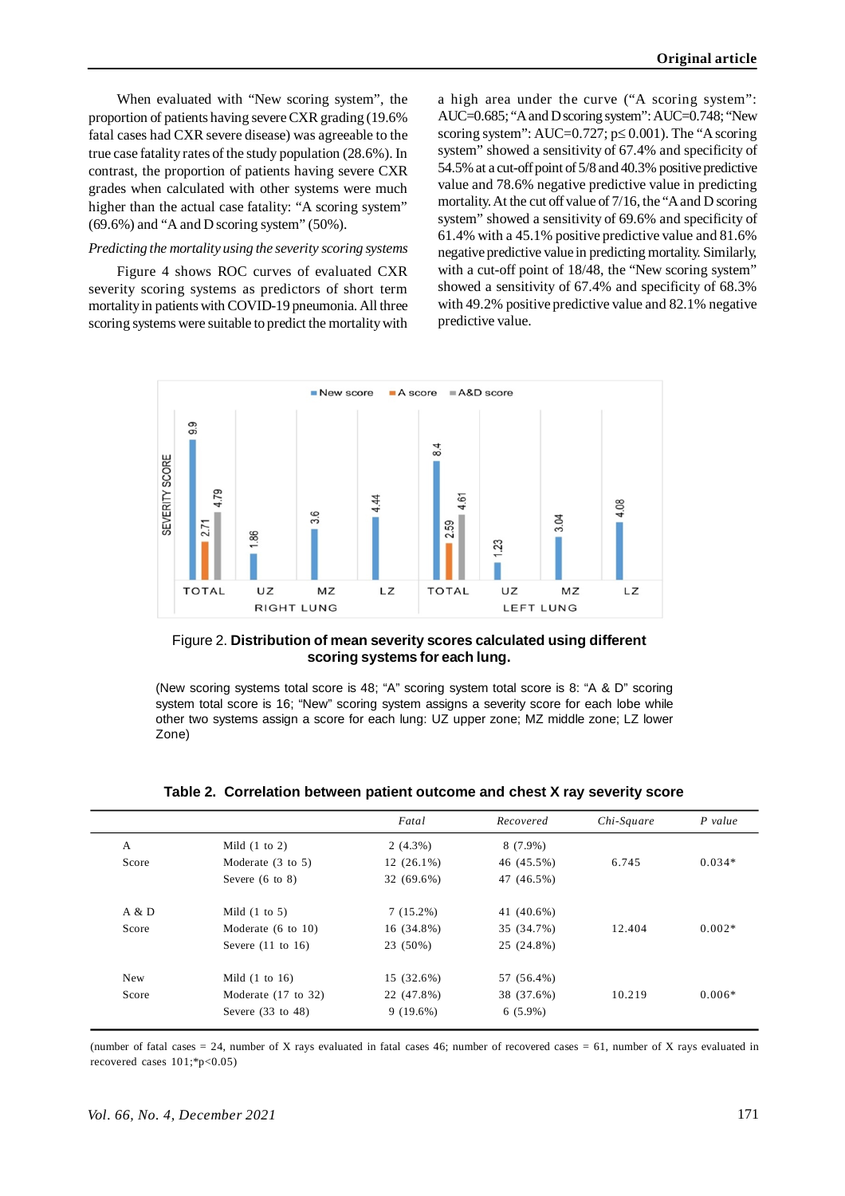When evaluated with "New scoring system", the proportion of patients having severe CXR grading (19.6% fatal cases had CXR severe disease) was agreeable to the true case fatality rates of the study population (28.6%). In contrast, the proportion of patients having severe CXR grades when calculated with other systems were much higher than the actual case fatality: "A scoring system" (69.6%) and "A and D scoring system" (50%).

*Predicting the mortality using the severity scoring systems*

Figure 4 shows ROC curves of evaluated CXR severity scoring systems as predictors of short term mortality in patients with COVID-19 pneumonia. All three scoring systems were suitable to predict the mortality with a high area under the curve ("A scoring system": AUC=0.685; "A and D scoring system": AUC=0.748; "New scoring system": AUC=0.727; $p \leq 0.001$). The "A scoring system" showed a sensitivity of 67.4% and specificity of 54.5% at a cut-off point of 5/8 and 40.3% positive predictive value and 78.6% negative predictive value in predicting mortality. At the cut off value of 7/16, the "A and D scoring system" showed a sensitivity of 69.6% and specificity of 61.4% with a 45.1% positive predictive value and 81.6% negative predictive value in predicting mortality. Similarly, with a cut-off point of 18/48, the "New scoring system" showed a sensitivity of 67.4% and specificity of 68.3% with 49.2% positive predictive value and 82.1% negative predictive value.

Figure 2. **Distribution of mean severity scores calculated using different scoring systems for each lung.**

(New scoring systems total score is 48; "A" scoring system total score is 8: "A & D" scoring system total score is 16; "New" scoring system assigns a severity score for each lobe while other two systems assign a score for each lung: UZ upper zone; MZ middle zone; LZ lower Zone)

**Table 2. Correlation between patient outcome and chest X ray severity score**

| | | *Fatal* | *Recovered* | *Chi-Square* | *P value* |
|---|---|---|---|---|---|
| A Score | Mild (1 to 2) | 2 (4.3%) | 8 (7.9%) | 6.745 | 0.034* |
| | Moderate (3 to 5) | 12 (26.1%) | 46 (45.5%) | | |
| | Severe (6 to 8) | 32 (69.6%) | 47 (46.5%) | | |
| A & D Score | Mild (1 to 5) | 7 (15.2%) | 41 (40.6%) | 12.404 | 0.002* |
| | Moderate (6 to 10) | 16 (34.8%) | 35 (34.7%) | | |
| | Severe (11 to 16) | 23 (50%) | 25 (24.8%) | | |
| New Score | Mild (1 to 16) | 15 (32.6%) | 57 (56.4%) | 10.219 | 0.006* |
| | Moderate (17 to 32) | 22 (47.8%) | 38 (37.6%) | | |
| | Severe (33 to 48) | 9 (19.6%) | 6 (5.9%) | | |

(number of fatal cases = 24, number of X rays evaluated in fatal cases 46; number of recovered cases = 61, number of X rays evaluated in recovered cases 101;*p<0.05)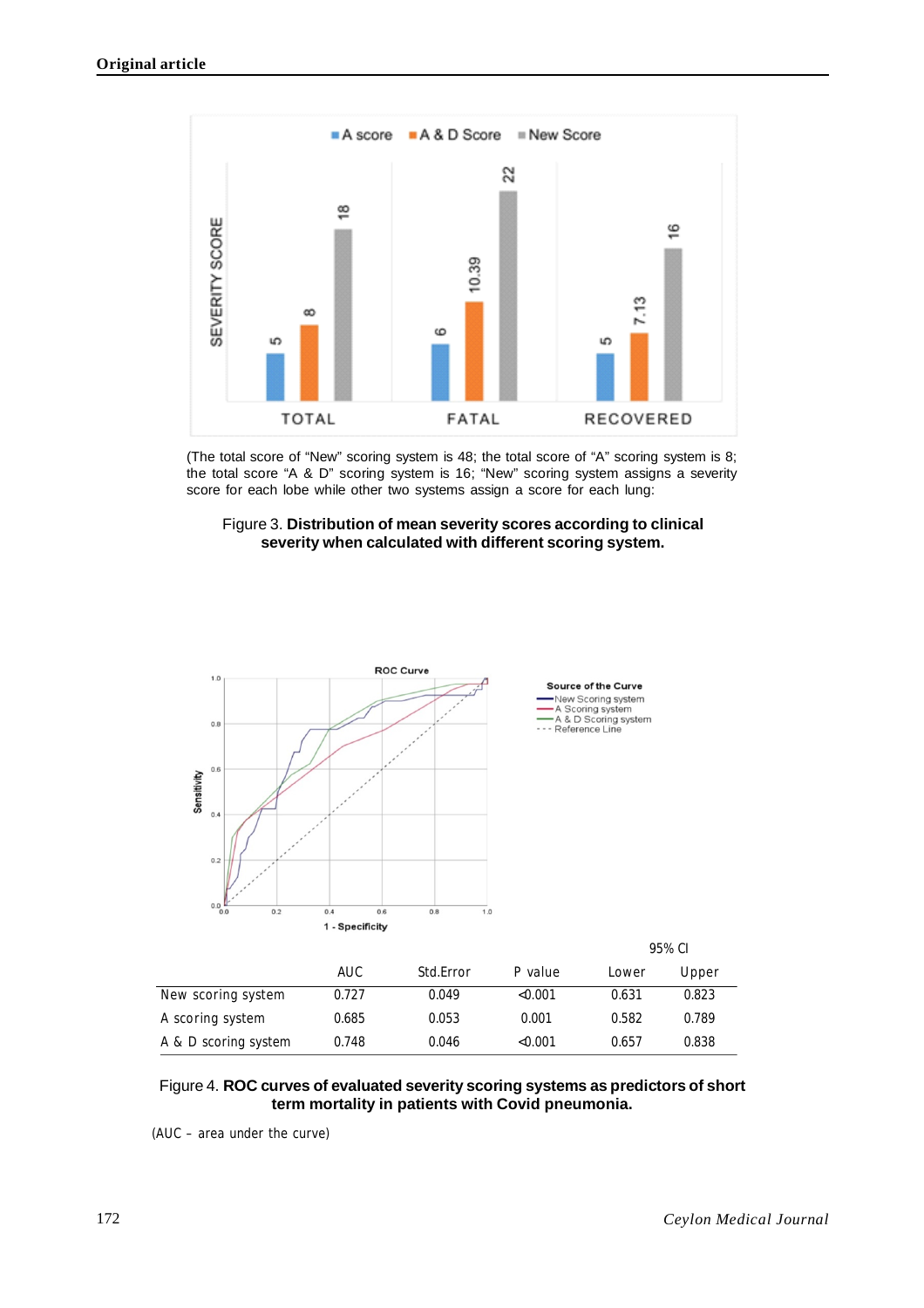(The total score of "New" scoring system is 48; the total score of "A" scoring system is 8; the total score "A & D" scoring system is 16; "New" scoring system assigns a severity score for each lobe while other two systems assign a score for each lung:

Figure 3. **Distribution of mean severity scores according to clinical severity when calculated with different scoring system.**

| | AUC | Std.Error | P value | 95% CI Lower | 95% CI Upper |
|---|---|---|---|---|---|
| New scoring system | 0.727 | 0.049 | <0.001 | 0.631 | 0.823 |
| A scoring system | 0.685 | 0.053 | 0.001 | 0.582 | 0.789 |
| A & D scoring system | 0.748 | 0.046 | <0.001 | 0.657 | 0.838 |

Figure 4. **ROC curves of evaluated severity scoring systems as predictors of short term mortality in patients with Covid pneumonia.**

(AUC – area under the curve)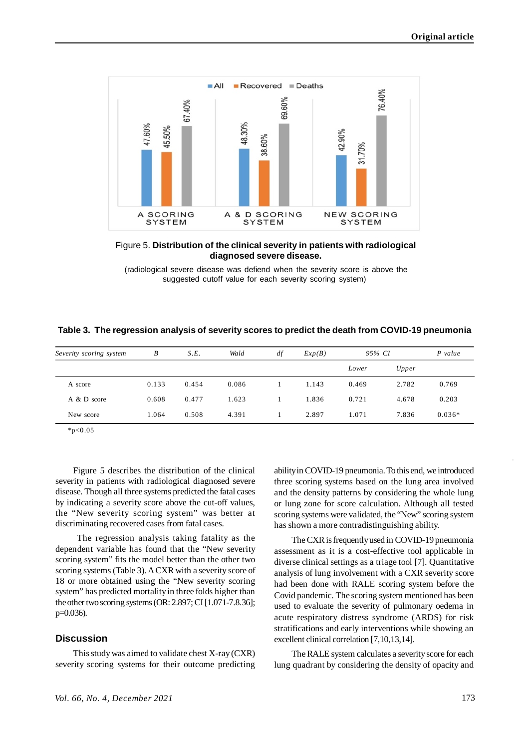Figure 5. **Distribution of the clinical severity in patients with radiological diagnosed severe disease.**

(radiological severe disease was defiend when the severity score is above the suggested cutoff value for each severity scoring system)

**Table 3. The regression analysis of severity scores to predict the death from COVID-19 pneumonia**

| *Severity scoring system* | *B* | *S.E.* | *Wald* | *df* | *Exp(B)* | *95% CI* | | *P value* |
|---|---|---|---|---|---|---|---|---|
| | | | | | | *Lower* | *Upper* | |
| A score | 0.133 | 0.454 | 0.086 | 1 | 1.143 | 0.469 | 2.782 | 0.769 |
| A & D score | 0.608 | 0.477 | 1.623 | 1 | 1.836 | 0.721 | 4.678 | 0.203 |
| New score | 1.064 | 0.508 | 4.391 | 1 | 2.897 | 1.071 | 7.836 | 0.036* |

*p<0.05

Figure 5 describes the distribution of the clinical severity in patients with radiological diagnosed severe disease. Though all three systems predicted the fatal cases by indicating a severity score above the cut-off values, the "New severity scoring system" was better at discriminating recovered cases from fatal cases.

The regression analysis taking fatality as the dependent variable has found that the "New severity scoring system" fits the model better than the other two scoring systems (Table 3). A CXR with a severity score of 18 or more obtained using the "New severity scoring system" has predicted mortality in three folds higher than the other two scoring systems (OR: 2.897; CI [1.071-7.8.36]; p=0.036).

## Discussion

This study was aimed to validate chest X-ray (CXR) severity scoring systems for their outcome predicting ability in COVID-19 pneumonia. To this end, we introduced three scoring systems based on the lung area involved and the density patterns by considering the whole lung or lung zone for score calculation. Although all tested scoring systems were validated, the "New" scoring system has shown a more contradistinguishing ability.

The CXR is frequently used in COVID-19 pneumonia assessment as it is a cost-effective tool applicable in diverse clinical settings as a triage tool [7]. Quantitative analysis of lung involvement with a CXR severity score had been done with RALE scoring system before the Covid pandemic. The scoring system mentioned has been used to evaluate the severity of pulmonary oedema in acute respiratory distress syndrome (ARDS) for risk stratifications and early interventions while showing an excellent clinical correlation [7,10,13,14].

The RALE system calculates a severity score for each lung quadrant by considering the density of opacity and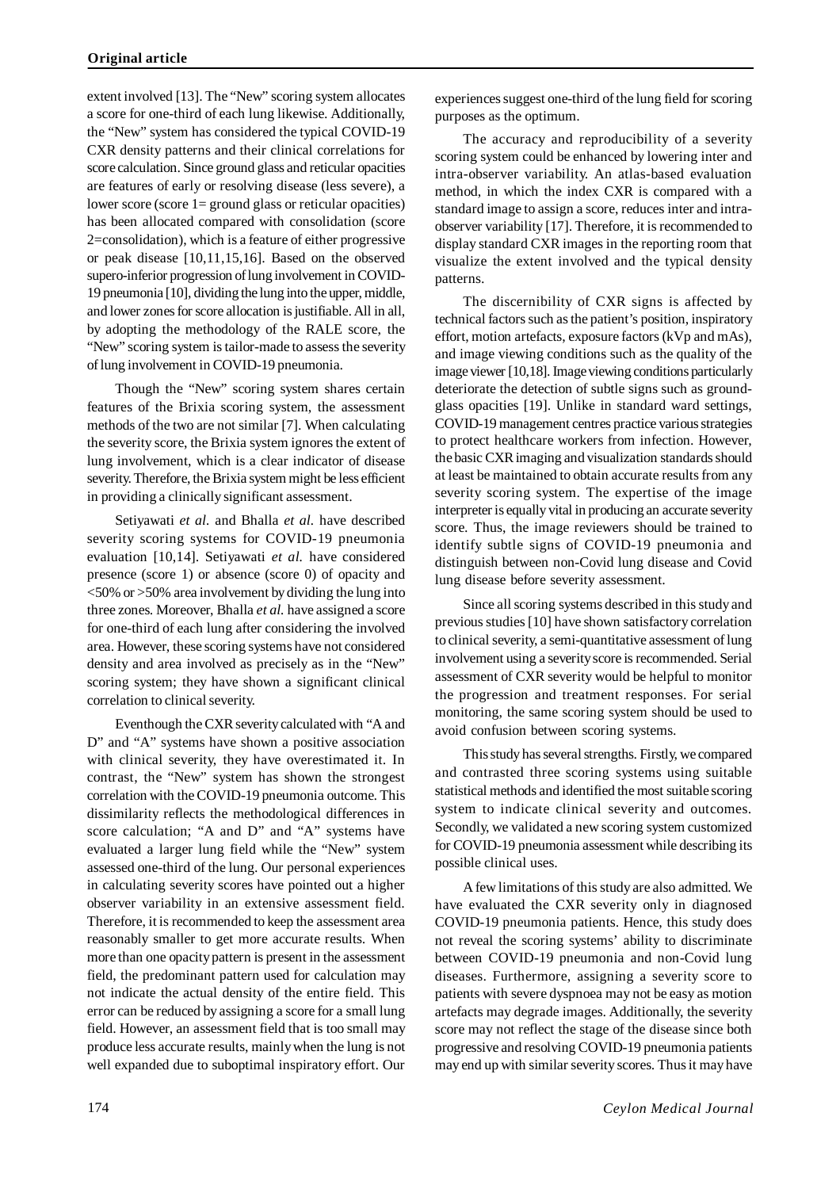extent involved [13]. The "New" scoring system allocates a score for one-third of each lung likewise. Additionally, the "New" system has considered the typical COVID-19 CXR density patterns and their clinical correlations for score calculation. Since ground glass and reticular opacities are features of early or resolving disease (less severe), a lower score (score 1= ground glass or reticular opacities) has been allocated compared with consolidation (score 2=consolidation), which is a feature of either progressive or peak disease [10,11,15,16]. Based on the observed supero-inferior progression of lung involvement in COVID-19 pneumonia [10], dividing the lung into the upper, middle, and lower zones for score allocation is justifiable. All in all, by adopting the methodology of the RALE score, the "New" scoring system is tailor-made to assess the severity of lung involvement in COVID-19 pneumonia.

Though the "New" scoring system shares certain features of the Brixia scoring system, the assessment methods of the two are not similar [7]. When calculating the severity score, the Brixia system ignores the extent of lung involvement, which is a clear indicator of disease severity. Therefore, the Brixia system might be less efficient in providing a clinically significant assessment.

Setiyawati *et al.* and Bhalla *et al.* have described severity scoring systems for COVID-19 pneumonia evaluation [10,14]. Setiyawati *et al.* have considered presence (score 1) or absence (score 0) of opacity and <50% or >50% area involvement by dividing the lung into three zones. Moreover, Bhalla *et al.* have assigned a score for one-third of each lung after considering the involved area. However, these scoring systems have not considered density and area involved as precisely as in the "New" scoring system; they have shown a significant clinical correlation to clinical severity.

Eventhough the CXR severity calculated with "A and D" and "A" systems have shown a positive association with clinical severity, they have overestimated it. In contrast, the "New" system has shown the strongest correlation with the COVID-19 pneumonia outcome. This dissimilarity reflects the methodological differences in score calculation; "A and D" and "A" systems have evaluated a larger lung field while the "New" system assessed one-third of the lung. Our personal experiences in calculating severity scores have pointed out a higher observer variability in an extensive assessment field. Therefore, it is recommended to keep the assessment area reasonably smaller to get more accurate results. When more than one opacity pattern is present in the assessment field, the predominant pattern used for calculation may not indicate the actual density of the entire field. This error can be reduced by assigning a score for a small lung field. However, an assessment field that is too small may produce less accurate results, mainly when the lung is not well expanded due to suboptimal inspiratory effort. Our experiences suggest one-third of the lung field for scoring purposes as the optimum.

The accuracy and reproducibility of a severity scoring system could be enhanced by lowering inter and intra-observer variability. An atlas-based evaluation method, in which the index CXR is compared with a standard image to assign a score, reduces inter and intra-observer variability [17]. Therefore, it is recommended to display standard CXR images in the reporting room that visualize the extent involved and the typical density patterns.

The discernibility of CXR signs is affected by technical factors such as the patient's position, inspiratory effort, motion artefacts, exposure factors (kVp and mAs), and image viewing conditions such as the quality of the image viewer [10,18]. Image viewing conditions particularly deteriorate the detection of subtle signs such as ground-glass opacities [19]. Unlike in standard ward settings, COVID-19 management centres practice various strategies to protect healthcare workers from infection. However, the basic CXR imaging and visualization standards should at least be maintained to obtain accurate results from any severity scoring system. The expertise of the image interpreter is equally vital in producing an accurate severity score. Thus, the image reviewers should be trained to identify subtle signs of COVID-19 pneumonia and distinguish between non-Covid lung disease and Covid lung disease before severity assessment.

Since all scoring systems described in this study and previous studies [10] have shown satisfactory correlation to clinical severity, a semi-quantitative assessment of lung involvement using a severity score is recommended. Serial assessment of CXR severity would be helpful to monitor the progression and treatment responses. For serial monitoring, the same scoring system should be used to avoid confusion between scoring systems.

This study has several strengths. Firstly, we compared and contrasted three scoring systems using suitable statistical methods and identified the most suitable scoring system to indicate clinical severity and outcomes. Secondly, we validated a new scoring system customized for COVID-19 pneumonia assessment while describing its possible clinical uses.

A few limitations of this study are also admitted. We have evaluated the CXR severity only in diagnosed COVID-19 pneumonia patients. Hence, this study does not reveal the scoring systems' ability to discriminate between COVID-19 pneumonia and non-Covid lung diseases. Furthermore, assigning a severity score to patients with severe dyspnoea may not be easy as motion artefacts may degrade images. Additionally, the severity score may not reflect the stage of the disease since both progressive and resolving COVID-19 pneumonia patients may end up with similar severity scores. Thus it may have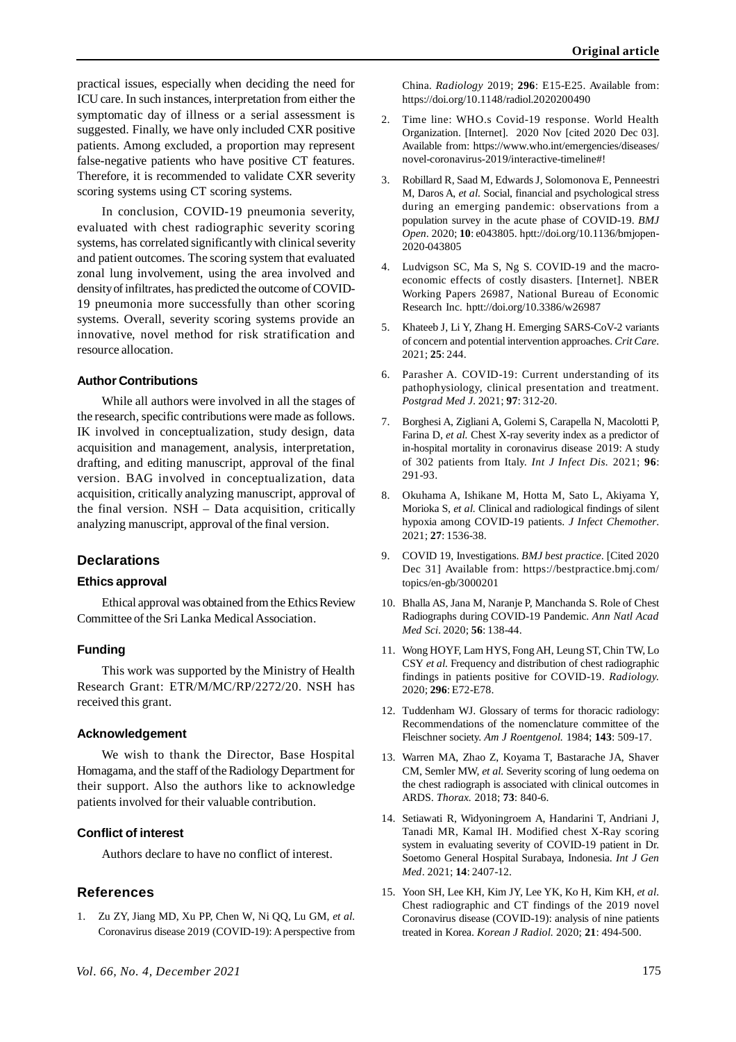practical issues, especially when deciding the need for ICU care. In such instances, interpretation from either the symptomatic day of illness or a serial assessment is suggested. Finally, we have only included CXR positive patients. Among excluded, a proportion may represent false-negative patients who have positive CT features. Therefore, it is recommended to validate CXR severity scoring systems using CT scoring systems.

In conclusion, COVID-19 pneumonia severity, evaluated with chest radiographic severity scoring systems, has correlated significantly with clinical severity and patient outcomes. The scoring system that evaluated zonal lung involvement, using the area involved and density of infiltrates, has predicted the outcome of COVID-19 pneumonia more successfully than other scoring systems. Overall, severity scoring systems provide an innovative, novel method for risk stratification and resource allocation.

#### Author Contributions

While all authors were involved in all the stages of the research, specific contributions were made as follows. IK involved in conceptualization, study design, data acquisition and management, analysis, interpretation, drafting, and editing manuscript, approval of the final version. BAG involved in conceptualization, data acquisition, critically analyzing manuscript, approval of the final version. NSH – Data acquisition, critically analyzing manuscript, approval of the final version.

## Declarations

#### Ethics approval

Ethical approval was obtained from the Ethics Review Committee of the Sri Lanka Medical Association.

#### Funding

This work was supported by the Ministry of Health Research Grant: ETR/M/MC/RP/2272/20. NSH has received this grant.

#### Acknowledgement

We wish to thank the Director, Base Hospital Homagama, and the staff of the Radiology Department for their support. Also the authors like to acknowledge patients involved for their valuable contribution.

#### Conflict of interest

Authors declare to have no conflict of interest.

## References

1. Zu ZY, Jiang MD, Xu PP, Chen W, Ni QQ, Lu GM, *et al.* Coronavirus disease 2019 (COVID-19): A perspective from China. *Radiology* 2019; **296**: E15-E25. Available from: https://doi.org/10.1148/radiol.2020200490
2. Time line: WHO.s Covid-19 response. World Health Organization. [Internet]. 2020 Nov [cited 2020 Dec 03]. Available from: https://www.who.int/emergencies/diseases/novel-coronavirus-2019/interactive-timeline#!
3. Robillard R, Saad M, Edwards J, Solomonova E, Penneestri M, Daros A, *et al.* Social, financial and psychological stress during an emerging pandemic: observations from a population survey in the acute phase of COVID-19. *BMJ Open*. 2020; **10**: e043805. hptt://doi.org/10.1136/bmjopen-2020-043805
4. Ludvigson SC, Ma S, Ng S. COVID-19 and the macro-economic effects of costly disasters. [Internet]. NBER Working Papers 26987, National Bureau of Economic Research Inc. hptt://doi.org/10.3386/w26987
5. Khateeb J, Li Y, Zhang H. Emerging SARS-CoV-2 variants of concern and potential intervention approaches. *Crit Care*. 2021; **25**: 244.
6. Parasher A. COVID-19: Current understanding of its pathophysiology, clinical presentation and treatment. *Postgrad Med J*. 2021; **97**: 312-20.
7. Borghesi A, Zigliani A, Golemi S, Carapella N, Macolotti P, Farina D, *et al.* Chest X-ray severity index as a predictor of in-hospital mortality in coronavirus disease 2019: A study of 302 patients from Italy. *Int J Infect Dis.* 2021; **96**: 291-93.
8. Okuhama A, Ishikane M, Hotta M, Sato L, Akiyama Y, Morioka S, *et al.* Clinical and radiological findings of silent hypoxia among COVID-19 patients. *J Infect Chemother*. 2021; **27**: 1536-38.
9. COVID 19, Investigations. *BMJ best practice*. [Cited 2020 Dec 31] Available from: https://bestpractice.bmj.com/topics/en-gb/3000201
10. Bhalla AS, Jana M, Naranje P, Manchanda S. Role of Chest Radiographs during COVID-19 Pandemic. *Ann Natl Acad Med Sci*. 2020; **56**: 138-44.
11. Wong HOYF, Lam HYS, Fong AH, Leung ST, Chin TW, Lo CSY *et al.* Frequency and distribution of chest radiographic findings in patients positive for COVID-19. *Radiology.* 2020; **296**: E72-E78.
12. Tuddenham WJ. Glossary of terms for thoracic radiology: Recommendations of the nomenclature committee of the Fleischner society. *Am J Roentgenol.* 1984; **143**: 509-17.
13. Warren MA, Zhao Z, Koyama T, Bastarache JA, Shaver CM, Semler MW, *et al.* Severity scoring of lung oedema on the chest radiograph is associated with clinical outcomes in ARDS. *Thorax.* 2018; **73**: 840-6.
14. Setiawati R, Widyoningroem A, Handarini T, Andriani J, Tanadi MR, Kamal IH. Modified chest X-Ray scoring system in evaluating severity of COVID-19 patient in Dr. Soetomo General Hospital Surabaya, Indonesia. *Int J Gen Med*. 2021; **14**: 2407-12.
15. Yoon SH, Lee KH, Kim JY, Lee YK, Ko H, Kim KH, *et al.* Chest radiographic and CT findings of the 2019 novel Coronavirus disease (COVID-19): analysis of nine patients treated in Korea. *Korean J Radiol.* 2020; **21**: 494-500.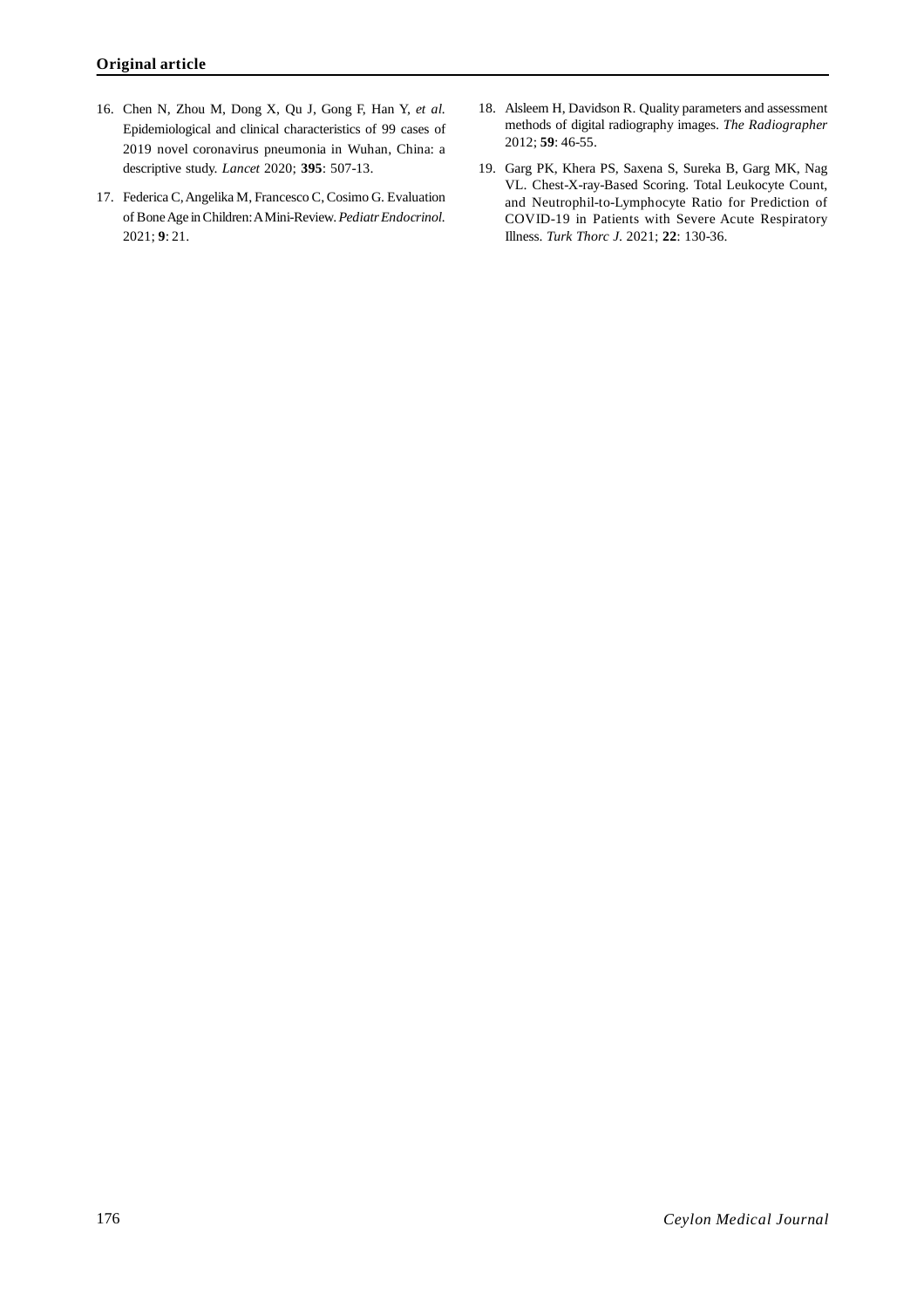16. Chen N, Zhou M, Dong X, Qu J, Gong F, Han Y, *et al.* Epidemiological and clinical characteristics of 99 cases of 2019 novel coronavirus pneumonia in Wuhan, China: a descriptive study. *Lancet* 2020; **395**: 507-13.

17. Federica C, Angelika M, Francesco C, Cosimo G. Evaluation of Bone Age in Children: A Mini-Review. *Pediatr Endocrinol.* 2021; **9**: 21.

18. Alsleem H, Davidson R. Quality parameters and assessment methods of digital radiography images. *The Radiographer* 2012; **59**: 46-55.

19. Garg PK, Khera PS, Saxena S, Sureka B, Garg MK, Nag VL. Chest-X-ray-Based Scoring. Total Leukocyte Count, and Neutrophil-to-Lymphocyte Ratio for Prediction of COVID-19 in Patients with Severe Acute Respiratory Illness. *Turk Thorc J.* 2021; **22**: 130-36.